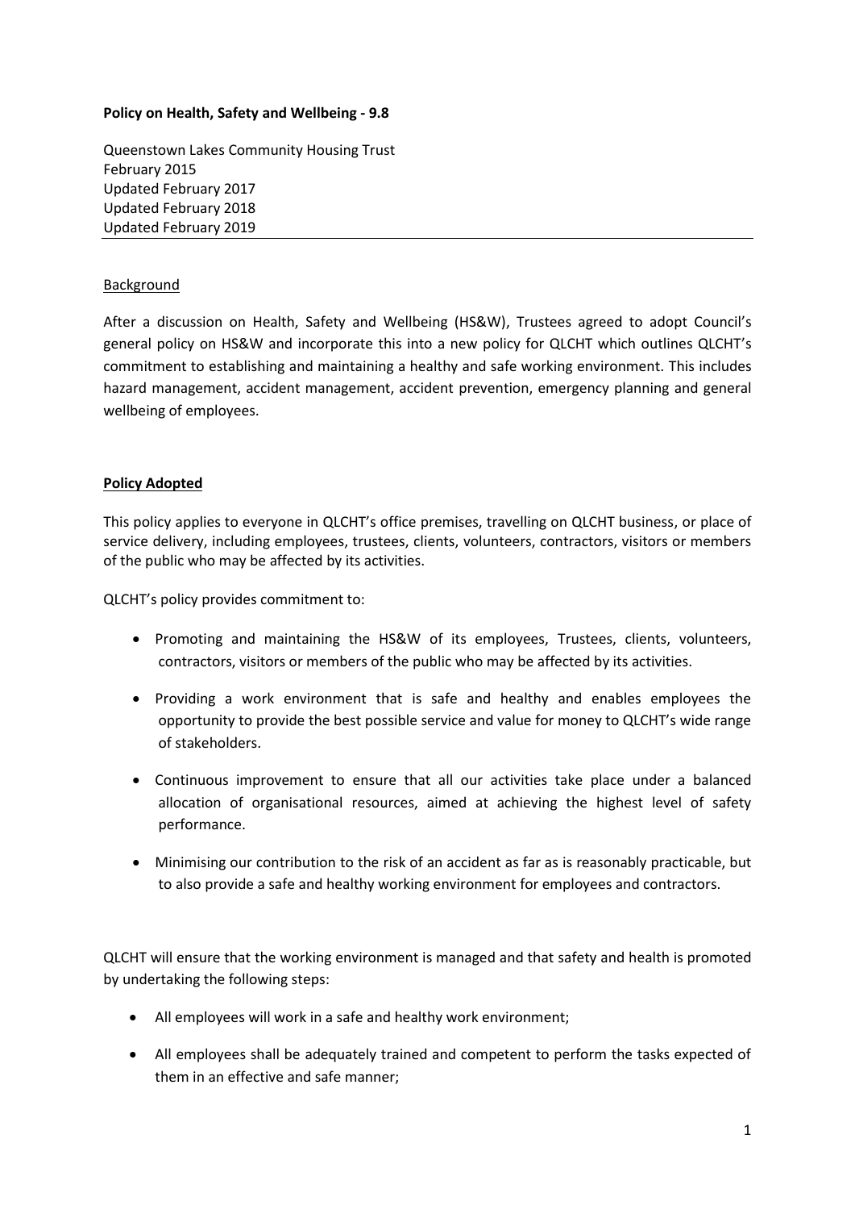**Policy on Health, Safety and Wellbeing - 9.8**

Queenstown Lakes Community Housing Trust
February 2015
Updated February 2017
Updated February 2018
Updated February 2019

---

Background

After a discussion on Health, Safety and Wellbeing (HS&W), Trustees agreed to adopt Council's general policy on HS&W and incorporate this into a new policy for QLCHT which outlines QLCHT's commitment to establishing and maintaining a healthy and safe working environment. This includes hazard management, accident management, accident prevention, emergency planning and general wellbeing of employees.

**Policy Adopted**

This policy applies to everyone in QLCHT's office premises, travelling on QLCHT business, or place of service delivery, including employees, trustees, clients, volunteers, contractors, visitors or members of the public who may be affected by its activities.

QLCHT's policy provides commitment to:

- Promoting and maintaining the HS&W of its employees, Trustees, clients, volunteers, contractors, visitors or members of the public who may be affected by its activities.
- Providing a work environment that is safe and healthy and enables employees the opportunity to provide the best possible service and value for money to QLCHT's wide range of stakeholders.
- Continuous improvement to ensure that all our activities take place under a balanced allocation of organisational resources, aimed at achieving the highest level of safety performance.
- Minimising our contribution to the risk of an accident as far as is reasonably practicable, but to also provide a safe and healthy working environment for employees and contractors.

QLCHT will ensure that the working environment is managed and that safety and health is promoted by undertaking the following steps:

- All employees will work in a safe and healthy work environment;
- All employees shall be adequately trained and competent to perform the tasks expected of them in an effective and safe manner;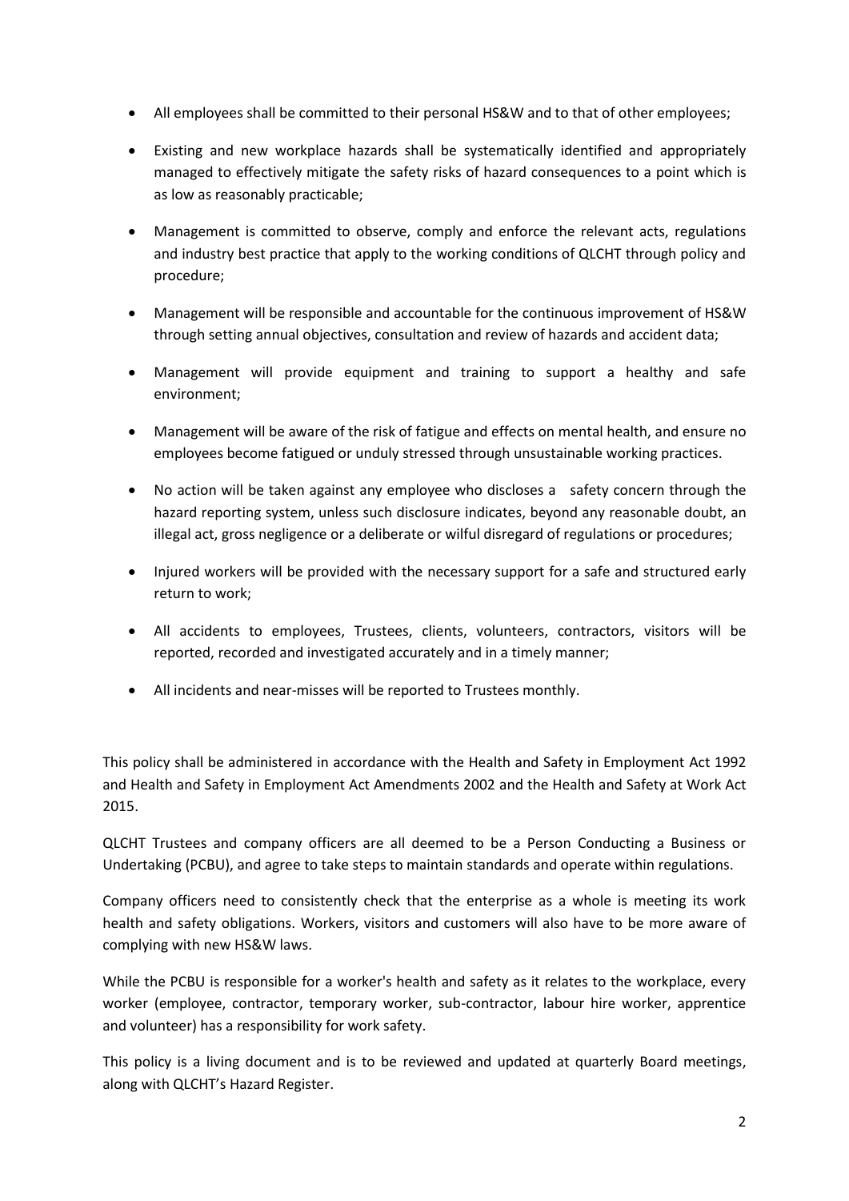- All employees shall be committed to their personal HS&W and to that of other employees;
- Existing and new workplace hazards shall be systematically identified and appropriately managed to effectively mitigate the safety risks of hazard consequences to a point which is as low as reasonably practicable;
- Management is committed to observe, comply and enforce the relevant acts, regulations and industry best practice that apply to the working conditions of QLCHT through policy and procedure;
- Management will be responsible and accountable for the continuous improvement of HS&W through setting annual objectives, consultation and review of hazards and accident data;
- Management will provide equipment and training to support a healthy and safe environment;
- Management will be aware of the risk of fatigue and effects on mental health, and ensure no employees become fatigued or unduly stressed through unsustainable working practices.
- No action will be taken against any employee who discloses a safety concern through the hazard reporting system, unless such disclosure indicates, beyond any reasonable doubt, an illegal act, gross negligence or a deliberate or wilful disregard of regulations or procedures;
- Injured workers will be provided with the necessary support for a safe and structured early return to work;
- All accidents to employees, Trustees, clients, volunteers, contractors, visitors will be reported, recorded and investigated accurately and in a timely manner;
- All incidents and near-misses will be reported to Trustees monthly.

This policy shall be administered in accordance with the Health and Safety in Employment Act 1992 and Health and Safety in Employment Act Amendments 2002 and the Health and Safety at Work Act 2015.

QLCHT Trustees and company officers are all deemed to be a Person Conducting a Business or Undertaking (PCBU), and agree to take steps to maintain standards and operate within regulations.

Company officers need to consistently check that the enterprise as a whole is meeting its work health and safety obligations. Workers, visitors and customers will also have to be more aware of complying with new HS&W laws.

While the PCBU is responsible for a worker's health and safety as it relates to the workplace, every worker (employee, contractor, temporary worker, sub-contractor, labour hire worker, apprentice and volunteer) has a responsibility for work safety.

This policy is a living document and is to be reviewed and updated at quarterly Board meetings, along with QLCHT's Hazard Register.